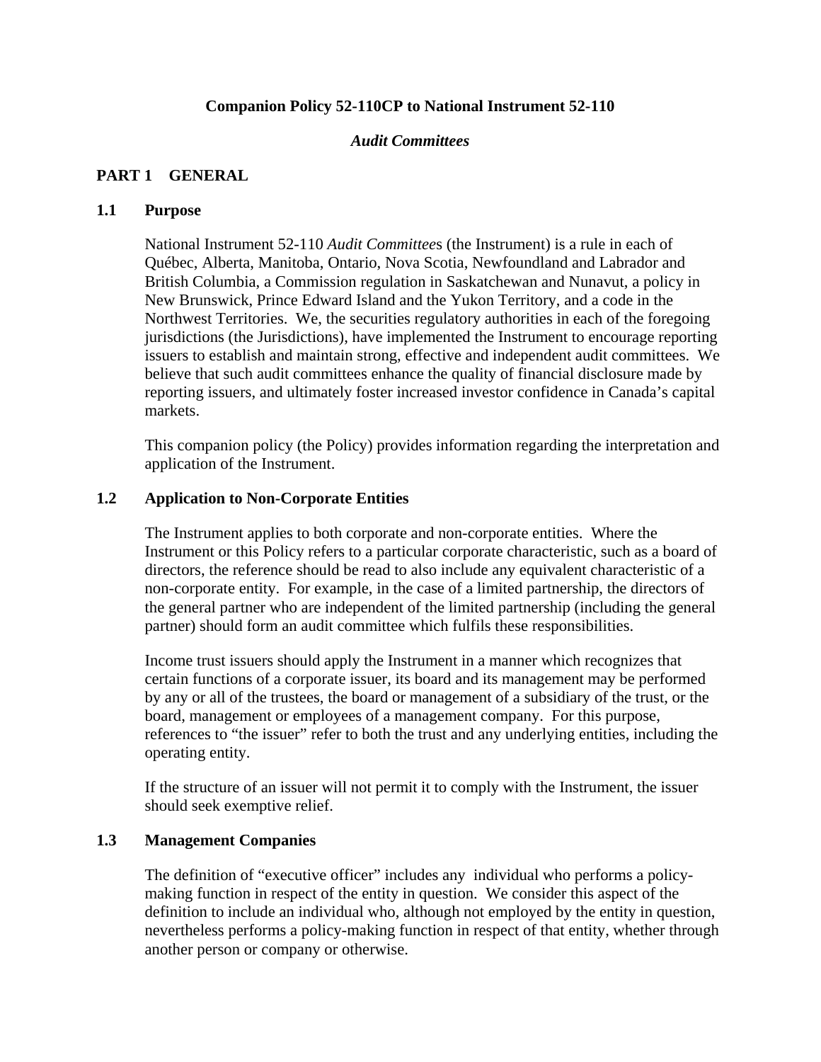**Companion Policy 52-110CP to National Instrument 52-110**

***Audit Committees***

## PART 1 GENERAL

### 1.1 Purpose

National Instrument 52-110 *Audit Committees* (the Instrument) is a rule in each of Québec, Alberta, Manitoba, Ontario, Nova Scotia, Newfoundland and Labrador and British Columbia, a Commission regulation in Saskatchewan and Nunavut, a policy in New Brunswick, Prince Edward Island and the Yukon Territory, and a code in the Northwest Territories. We, the securities regulatory authorities in each of the foregoing jurisdictions (the Jurisdictions), have implemented the Instrument to encourage reporting issuers to establish and maintain strong, effective and independent audit committees. We believe that such audit committees enhance the quality of financial disclosure made by reporting issuers, and ultimately foster increased investor confidence in Canada's capital markets.

This companion policy (the Policy) provides information regarding the interpretation and application of the Instrument.

### 1.2 Application to Non-Corporate Entities

The Instrument applies to both corporate and non-corporate entities. Where the Instrument or this Policy refers to a particular corporate characteristic, such as a board of directors, the reference should be read to also include any equivalent characteristic of a non-corporate entity. For example, in the case of a limited partnership, the directors of the general partner who are independent of the limited partnership (including the general partner) should form an audit committee which fulfils these responsibilities.

Income trust issuers should apply the Instrument in a manner which recognizes that certain functions of a corporate issuer, its board and its management may be performed by any or all of the trustees, the board or management of a subsidiary of the trust, or the board, management or employees of a management company. For this purpose, references to "the issuer" refer to both the trust and any underlying entities, including the operating entity.

If the structure of an issuer will not permit it to comply with the Instrument, the issuer should seek exemptive relief.

### 1.3 Management Companies

The definition of "executive officer" includes any individual who performs a policy-making function in respect of the entity in question. We consider this aspect of the definition to include an individual who, although not employed by the entity in question, nevertheless performs a policy-making function in respect of that entity, whether through another person or company or otherwise.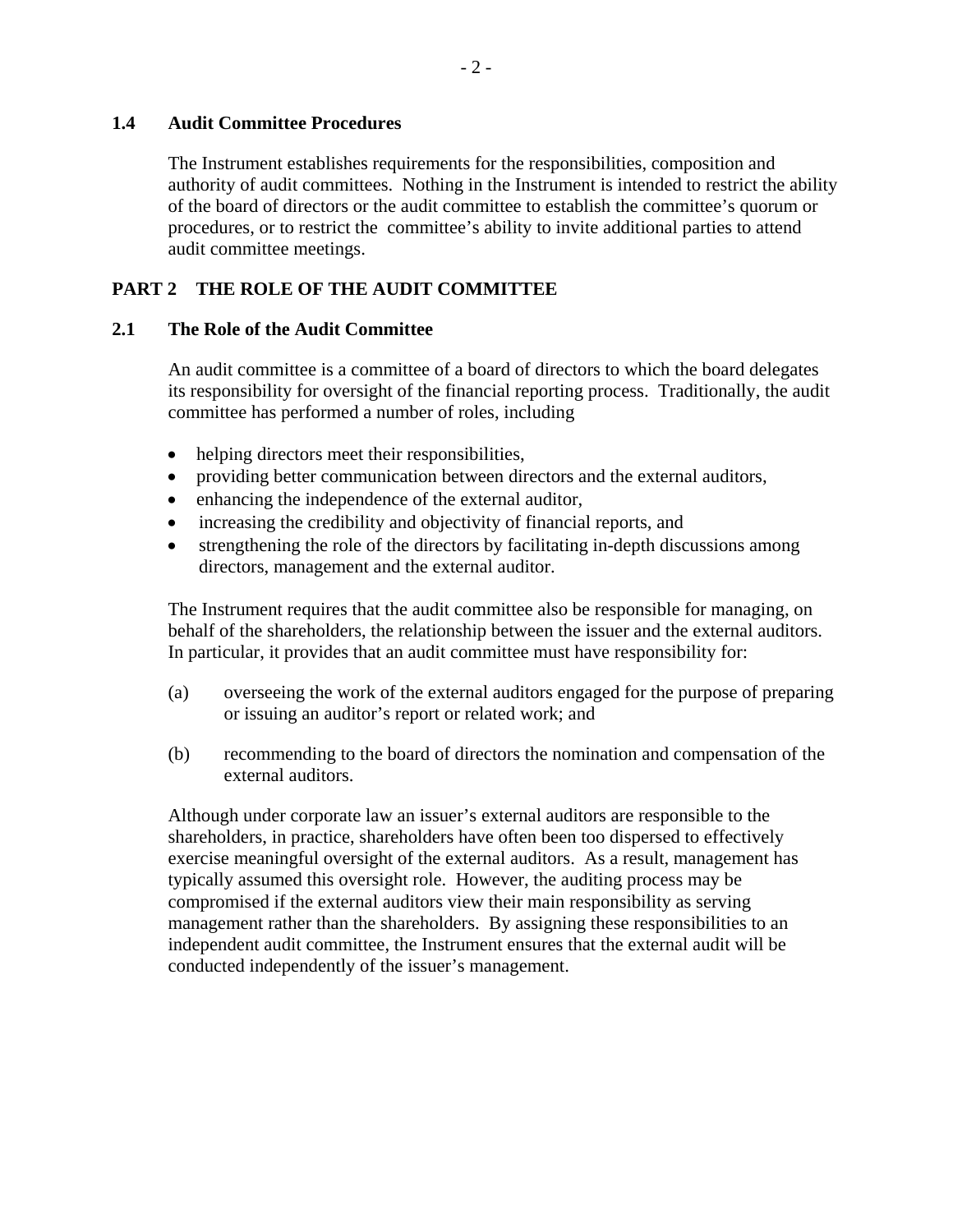### 1.4 Audit Committee Procedures

The Instrument establishes requirements for the responsibilities, composition and authority of audit committees. Nothing in the Instrument is intended to restrict the ability of the board of directors or the audit committee to establish the committee's quorum or procedures, or to restrict the committee's ability to invite additional parties to attend audit committee meetings.

## PART 2 THE ROLE OF THE AUDIT COMMITTEE

### 2.1 The Role of the Audit Committee

An audit committee is a committee of a board of directors to which the board delegates its responsibility for oversight of the financial reporting process. Traditionally, the audit committee has performed a number of roles, including

- helping directors meet their responsibilities,
- providing better communication between directors and the external auditors,
- enhancing the independence of the external auditor,
- increasing the credibility and objectivity of financial reports, and
- strengthening the role of the directors by facilitating in-depth discussions among directors, management and the external auditor.

The Instrument requires that the audit committee also be responsible for managing, on behalf of the shareholders, the relationship between the issuer and the external auditors. In particular, it provides that an audit committee must have responsibility for:

(a) overseeing the work of the external auditors engaged for the purpose of preparing or issuing an auditor's report or related work; and

(b) recommending to the board of directors the nomination and compensation of the external auditors.

Although under corporate law an issuer's external auditors are responsible to the shareholders, in practice, shareholders have often been too dispersed to effectively exercise meaningful oversight of the external auditors. As a result, management has typically assumed this oversight role. However, the auditing process may be compromised if the external auditors view their main responsibility as serving management rather than the shareholders. By assigning these responsibilities to an independent audit committee, the Instrument ensures that the external audit will be conducted independently of the issuer's management.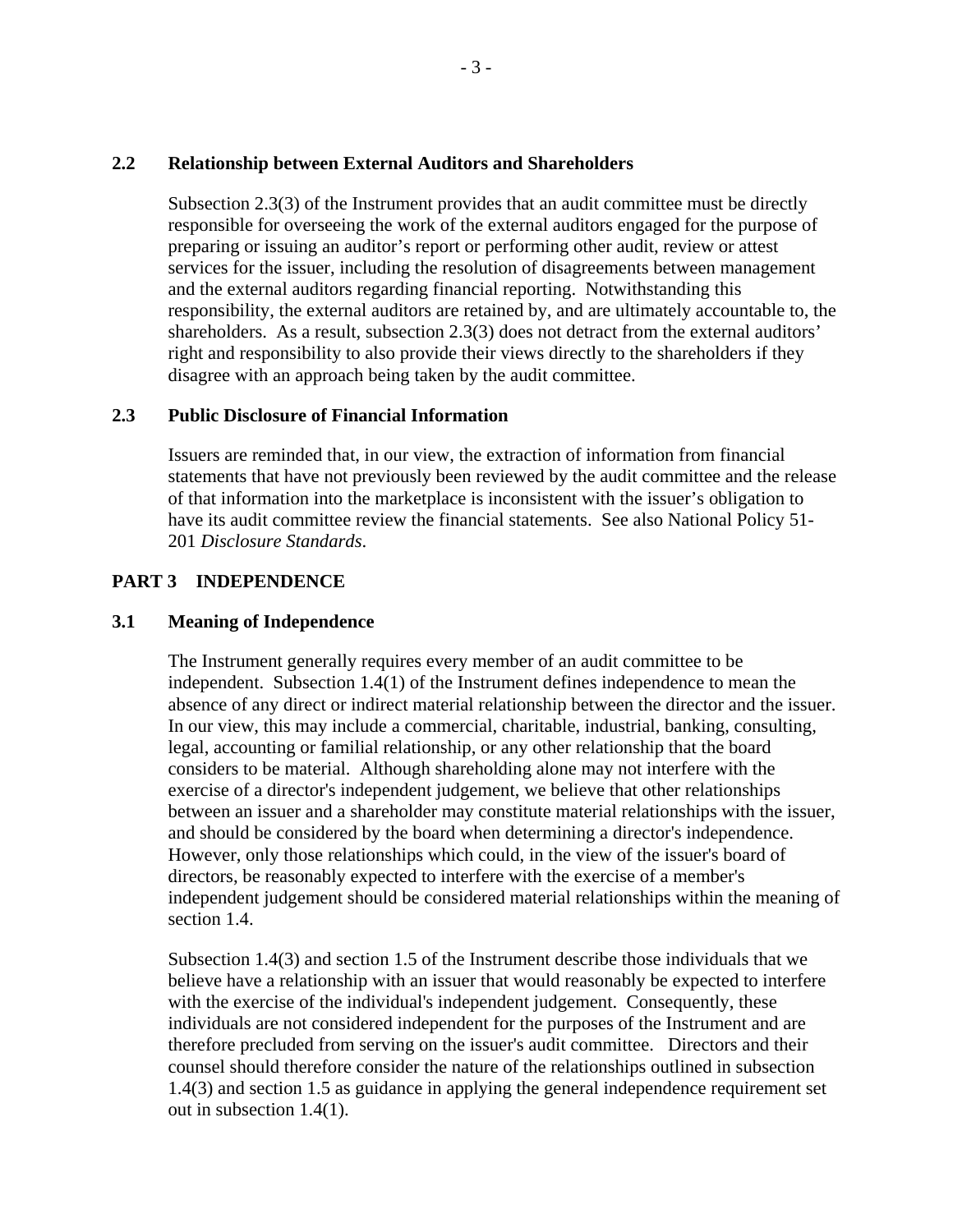### 2.2 Relationship between External Auditors and Shareholders

Subsection 2.3(3) of the Instrument provides that an audit committee must be directly responsible for overseeing the work of the external auditors engaged for the purpose of preparing or issuing an auditor's report or performing other audit, review or attest services for the issuer, including the resolution of disagreements between management and the external auditors regarding financial reporting. Notwithstanding this responsibility, the external auditors are retained by, and are ultimately accountable to, the shareholders. As a result, subsection 2.3(3) does not detract from the external auditors' right and responsibility to also provide their views directly to the shareholders if they disagree with an approach being taken by the audit committee.

### 2.3 Public Disclosure of Financial Information

Issuers are reminded that, in our view, the extraction of information from financial statements that have not previously been reviewed by the audit committee and the release of that information into the marketplace is inconsistent with the issuer's obligation to have its audit committee review the financial statements. See also National Policy 51-201 *Disclosure Standards*.

## PART 3 INDEPENDENCE

### 3.1 Meaning of Independence

The Instrument generally requires every member of an audit committee to be independent. Subsection 1.4(1) of the Instrument defines independence to mean the absence of any direct or indirect material relationship between the director and the issuer. In our view, this may include a commercial, charitable, industrial, banking, consulting, legal, accounting or familial relationship, or any other relationship that the board considers to be material. Although shareholding alone may not interfere with the exercise of a director's independent judgement, we believe that other relationships between an issuer and a shareholder may constitute material relationships with the issuer, and should be considered by the board when determining a director's independence. However, only those relationships which could, in the view of the issuer's board of directors, be reasonably expected to interfere with the exercise of a member's independent judgement should be considered material relationships within the meaning of section 1.4.

Subsection 1.4(3) and section 1.5 of the Instrument describe those individuals that we believe have a relationship with an issuer that would reasonably be expected to interfere with the exercise of the individual's independent judgement. Consequently, these individuals are not considered independent for the purposes of the Instrument and are therefore precluded from serving on the issuer's audit committee. Directors and their counsel should therefore consider the nature of the relationships outlined in subsection 1.4(3) and section 1.5 as guidance in applying the general independence requirement set out in subsection 1.4(1).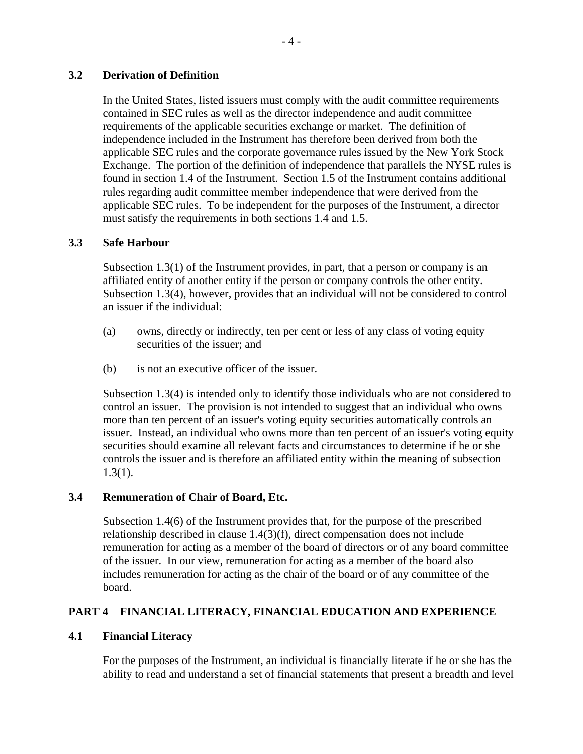### 3.2 Derivation of Definition

In the United States, listed issuers must comply with the audit committee requirements contained in SEC rules as well as the director independence and audit committee requirements of the applicable securities exchange or market. The definition of independence included in the Instrument has therefore been derived from both the applicable SEC rules and the corporate governance rules issued by the New York Stock Exchange. The portion of the definition of independence that parallels the NYSE rules is found in section 1.4 of the Instrument. Section 1.5 of the Instrument contains additional rules regarding audit committee member independence that were derived from the applicable SEC rules. To be independent for the purposes of the Instrument, a director must satisfy the requirements in both sections 1.4 and 1.5.

### 3.3 Safe Harbour

Subsection 1.3(1) of the Instrument provides, in part, that a person or company is an affiliated entity of another entity if the person or company controls the other entity. Subsection 1.3(4), however, provides that an individual will not be considered to control an issuer if the individual:

(a) owns, directly or indirectly, ten per cent or less of any class of voting equity securities of the issuer; and

(b) is not an executive officer of the issuer.

Subsection 1.3(4) is intended only to identify those individuals who are not considered to control an issuer. The provision is not intended to suggest that an individual who owns more than ten percent of an issuer's voting equity securities automatically controls an issuer. Instead, an individual who owns more than ten percent of an issuer's voting equity securities should examine all relevant facts and circumstances to determine if he or she controls the issuer and is therefore an affiliated entity within the meaning of subsection 1.3(1).

### 3.4 Remuneration of Chair of Board, Etc.

Subsection 1.4(6) of the Instrument provides that, for the purpose of the prescribed relationship described in clause 1.4(3)(f), direct compensation does not include remuneration for acting as a member of the board of directors or of any board committee of the issuer. In our view, remuneration for acting as a member of the board also includes remuneration for acting as the chair of the board or of any committee of the board.

## PART 4 FINANCIAL LITERACY, FINANCIAL EDUCATION AND EXPERIENCE

### 4.1 Financial Literacy

For the purposes of the Instrument, an individual is financially literate if he or she has the ability to read and understand a set of financial statements that present a breadth and level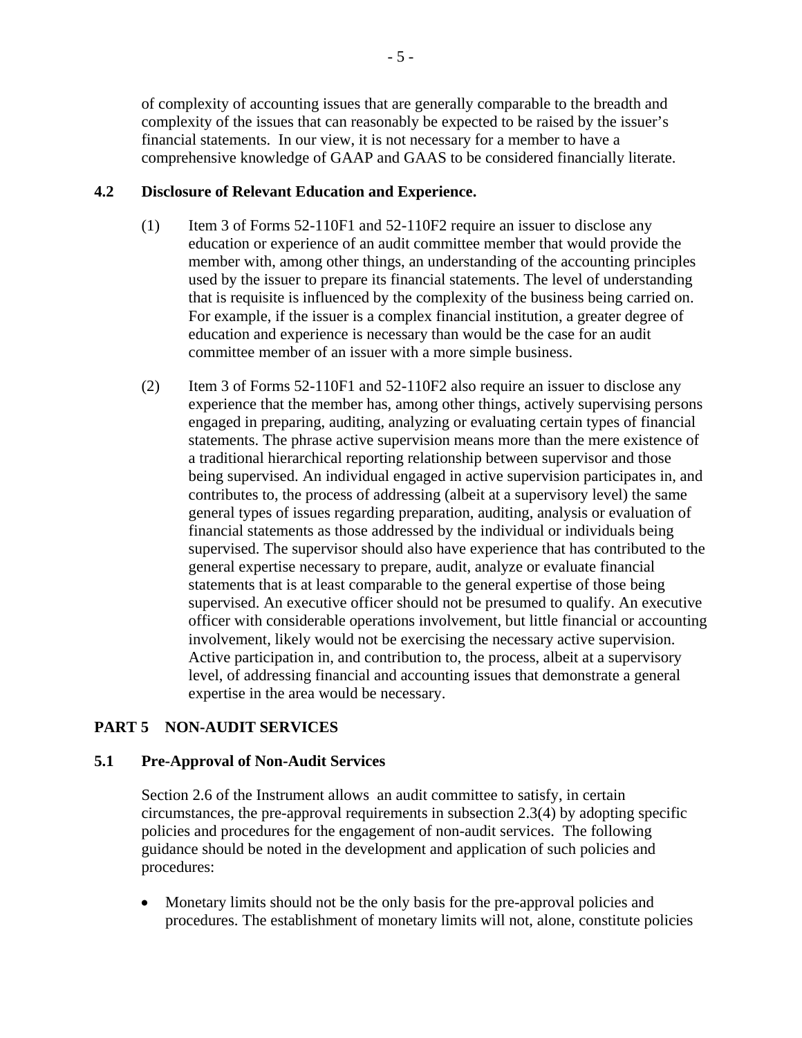of complexity of accounting issues that are generally comparable to the breadth and complexity of the issues that can reasonably be expected to be raised by the issuer's financial statements. In our view, it is not necessary for a member to have a comprehensive knowledge of GAAP and GAAS to be considered financially literate.

### 4.2 Disclosure of Relevant Education and Experience.

(1) Item 3 of Forms 52-110F1 and 52-110F2 require an issuer to disclose any education or experience of an audit committee member that would provide the member with, among other things, an understanding of the accounting principles used by the issuer to prepare its financial statements. The level of understanding that is requisite is influenced by the complexity of the business being carried on. For example, if the issuer is a complex financial institution, a greater degree of education and experience is necessary than would be the case for an audit committee member of an issuer with a more simple business.

(2) Item 3 of Forms 52-110F1 and 52-110F2 also require an issuer to disclose any experience that the member has, among other things, actively supervising persons engaged in preparing, auditing, analyzing or evaluating certain types of financial statements. The phrase active supervision means more than the mere existence of a traditional hierarchical reporting relationship between supervisor and those being supervised. An individual engaged in active supervision participates in, and contributes to, the process of addressing (albeit at a supervisory level) the same general types of issues regarding preparation, auditing, analysis or evaluation of financial statements as those addressed by the individual or individuals being supervised. The supervisor should also have experience that has contributed to the general expertise necessary to prepare, audit, analyze or evaluate financial statements that is at least comparable to the general expertise of those being supervised. An executive officer should not be presumed to qualify. An executive officer with considerable operations involvement, but little financial or accounting involvement, likely would not be exercising the necessary active supervision. Active participation in, and contribution to, the process, albeit at a supervisory level, of addressing financial and accounting issues that demonstrate a general expertise in the area would be necessary.

## PART 5 NON-AUDIT SERVICES

### 5.1 Pre-Approval of Non-Audit Services

Section 2.6 of the Instrument allows an audit committee to satisfy, in certain circumstances, the pre-approval requirements in subsection 2.3(4) by adopting specific policies and procedures for the engagement of non-audit services. The following guidance should be noted in the development and application of such policies and procedures:

- Monetary limits should not be the only basis for the pre-approval policies and procedures. The establishment of monetary limits will not, alone, constitute policies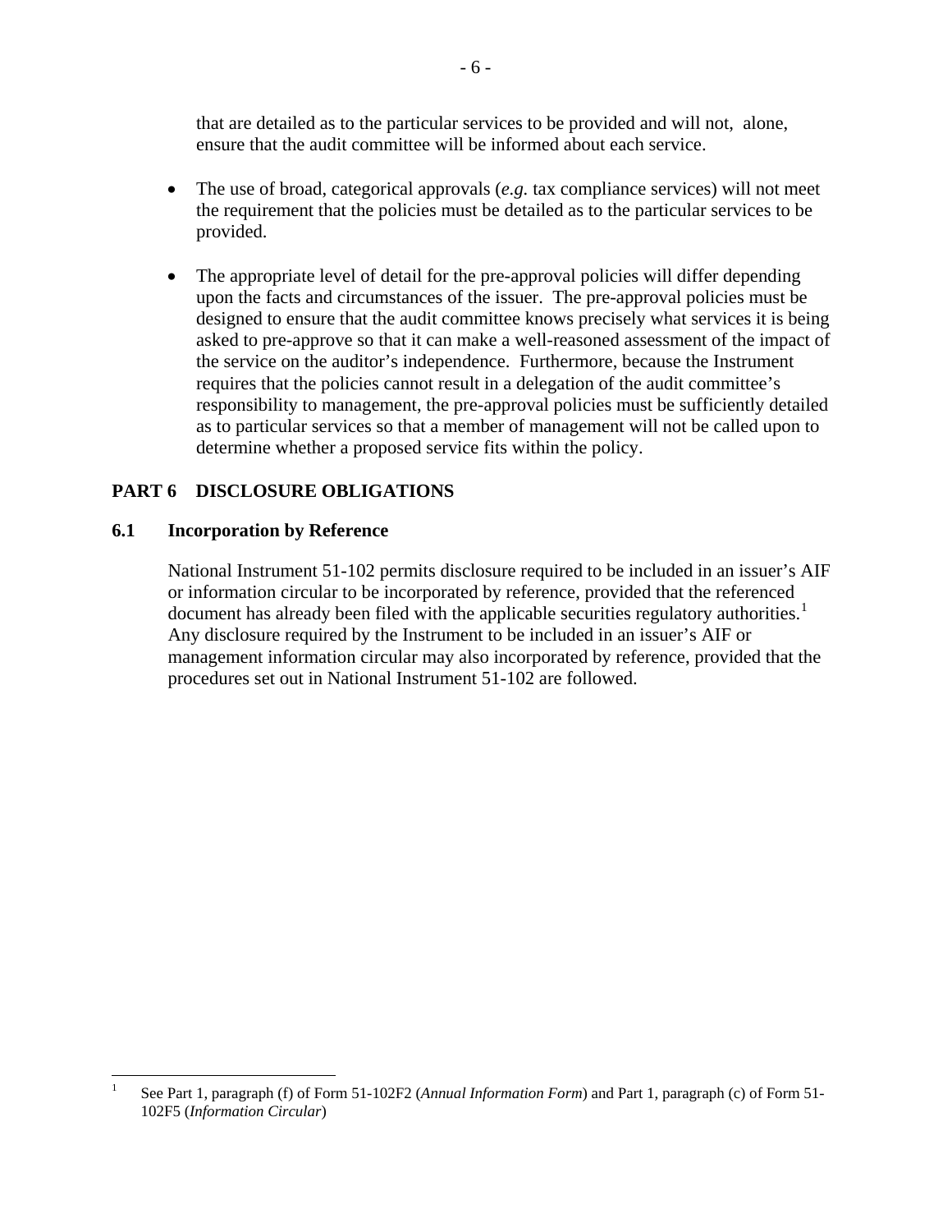that are detailed as to the particular services to be provided and will not, alone, ensure that the audit committee will be informed about each service.

- The use of broad, categorical approvals (*e.g.* tax compliance services) will not meet the requirement that the policies must be detailed as to the particular services to be provided.

- The appropriate level of detail for the pre-approval policies will differ depending upon the facts and circumstances of the issuer. The pre-approval policies must be designed to ensure that the audit committee knows precisely what services it is being asked to pre-approve so that it can make a well-reasoned assessment of the impact of the service on the auditor's independence. Furthermore, because the Instrument requires that the policies cannot result in a delegation of the audit committee's responsibility to management, the pre-approval policies must be sufficiently detailed as to particular services so that a member of management will not be called upon to determine whether a proposed service fits within the policy.

## PART 6 DISCLOSURE OBLIGATIONS

### 6.1 Incorporation by Reference

National Instrument 51-102 permits disclosure required to be included in an issuer's AIF or information circular to be incorporated by reference, provided that the referenced document has already been filed with the applicable securities regulatory authorities.[1] Any disclosure required by the Instrument to be included in an issuer's AIF or management information circular may also incorporated by reference, provided that the procedures set out in National Instrument 51-102 are followed.

---

[1] See Part 1, paragraph (f) of Form 51-102F2 (*Annual Information Form*) and Part 1, paragraph (c) of Form 51-102F5 (*Information Circular*)